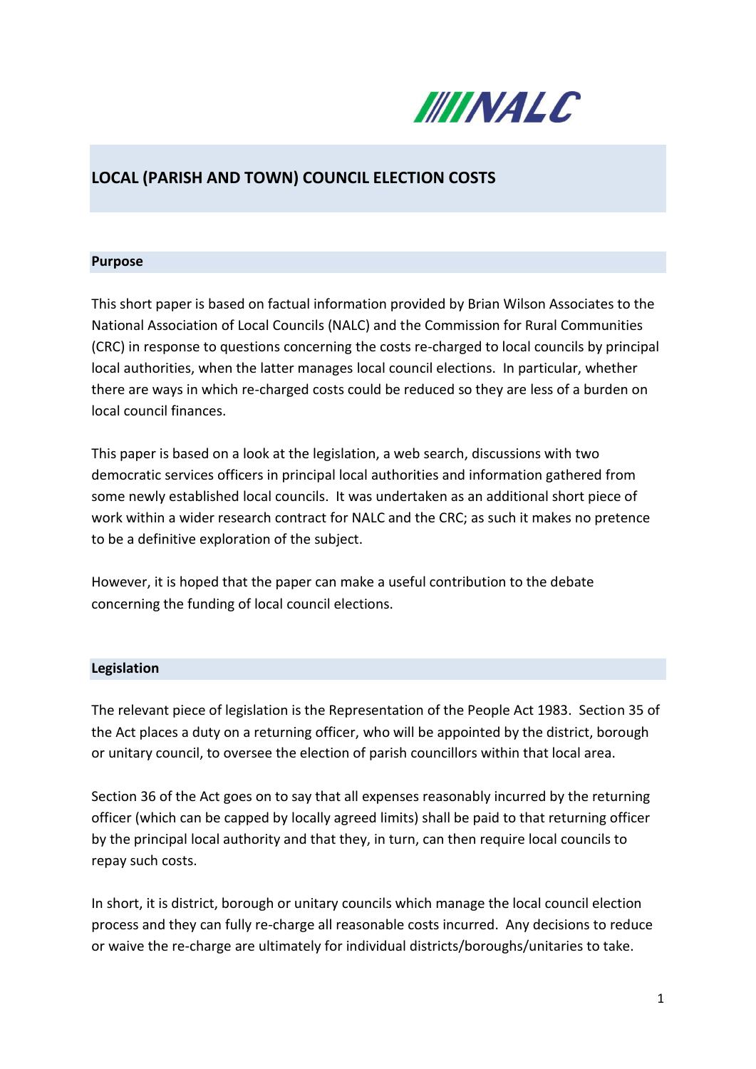# LOCAL (PARISH AND TOWN) COUNCIL ELECTION COSTS

## Purpose

This short paper is based on factual information provided by Brian Wilson Associates to the National Association of Local Councils (NALC) and the Commission for Rural Communities (CRC) in response to questions concerning the costs re-charged to local councils by principal local authorities, when the latter manages local council elections. In particular, whether there are ways in which re-charged costs could be reduced so they are less of a burden on local council finances.

This paper is based on a look at the legislation, a web search, discussions with two democratic services officers in principal local authorities and information gathered from some newly established local councils. It was undertaken as an additional short piece of work within a wider research contract for NALC and the CRC; as such it makes no pretence to be a definitive exploration of the subject.

However, it is hoped that the paper can make a useful contribution to the debate concerning the funding of local council elections.

## Legislation

The relevant piece of legislation is the Representation of the People Act 1983. Section 35 of the Act places a duty on a returning officer, who will be appointed by the district, borough or unitary council, to oversee the election of parish councillors within that local area.

Section 36 of the Act goes on to say that all expenses reasonably incurred by the returning officer (which can be capped by locally agreed limits) shall be paid to that returning officer by the principal local authority and that they, in turn, can then require local councils to repay such costs.

In short, it is district, borough or unitary councils which manage the local council election process and they can fully re-charge all reasonable costs incurred. Any decisions to reduce or waive the re-charge are ultimately for individual districts/boroughs/unitaries to take.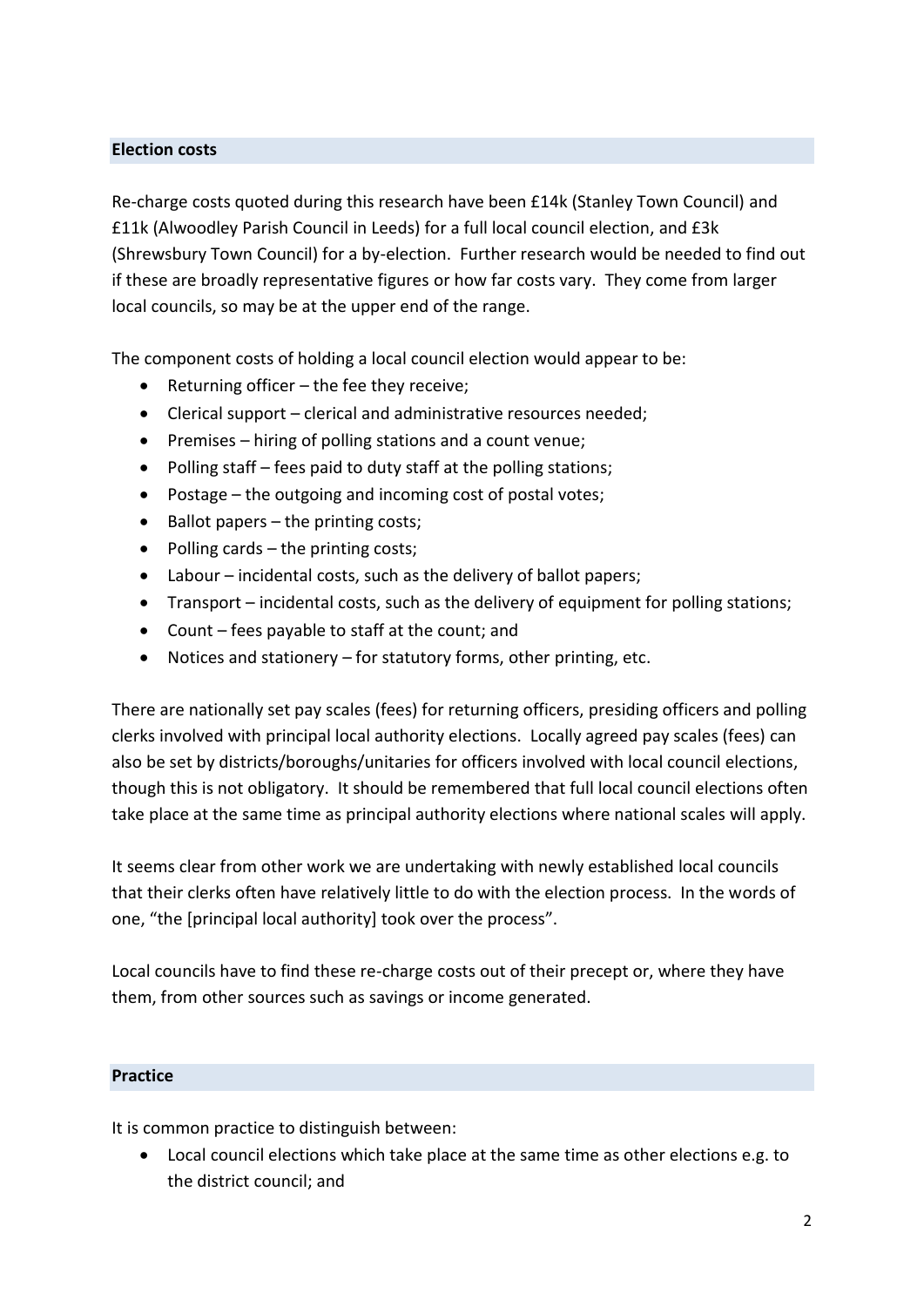## Election costs

Re-charge costs quoted during this research have been £14k (Stanley Town Council) and £11k (Alwoodley Parish Council in Leeds) for a full local council election, and £3k (Shrewsbury Town Council) for a by-election. Further research would be needed to find out if these are broadly representative figures or how far costs vary. They come from larger local councils, so may be at the upper end of the range.

The component costs of holding a local council election would appear to be:

- Returning officer – the fee they receive;
- Clerical support – clerical and administrative resources needed;
- Premises – hiring of polling stations and a count venue;
- Polling staff – fees paid to duty staff at the polling stations;
- Postage – the outgoing and incoming cost of postal votes;
- Ballot papers – the printing costs;
- Polling cards – the printing costs;
- Labour – incidental costs, such as the delivery of ballot papers;
- Transport – incidental costs, such as the delivery of equipment for polling stations;
- Count – fees payable to staff at the count; and
- Notices and stationery – for statutory forms, other printing, etc.

There are nationally set pay scales (fees) for returning officers, presiding officers and polling clerks involved with principal local authority elections. Locally agreed pay scales (fees) can also be set by districts/boroughs/unitaries for officers involved with local council elections, though this is not obligatory. It should be remembered that full local council elections often take place at the same time as principal authority elections where national scales will apply.

It seems clear from other work we are undertaking with newly established local councils that their clerks often have relatively little to do with the election process. In the words of one, "the [principal local authority] took over the process".

Local councils have to find these re-charge costs out of their precept or, where they have them, from other sources such as savings or income generated.

## Practice

It is common practice to distinguish between:

- Local council elections which take place at the same time as other elections e.g. to the district council; and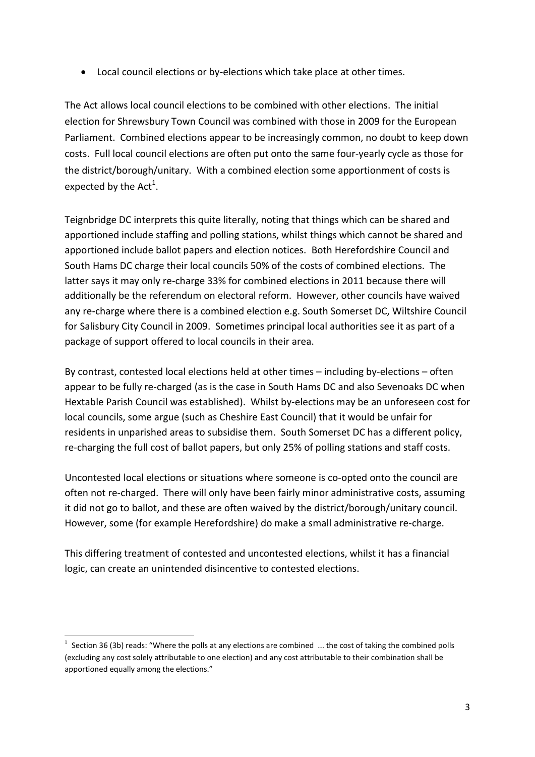- Local council elections or by-elections which take place at other times.

The Act allows local council elections to be combined with other elections. The initial election for Shrewsbury Town Council was combined with those in 2009 for the European Parliament. Combined elections appear to be increasingly common, no doubt to keep down costs. Full local council elections are often put onto the same four-yearly cycle as those for the district/borough/unitary. With a combined election some apportionment of costs is expected by the Act[1].

Teignbridge DC interprets this quite literally, noting that things which can be shared and apportioned include staffing and polling stations, whilst things which cannot be shared and apportioned include ballot papers and election notices. Both Herefordshire Council and South Hams DC charge their local councils 50% of the costs of combined elections. The latter says it may only re-charge 33% for combined elections in 2011 because there will additionally be the referendum on electoral reform. However, other councils have waived any re-charge where there is a combined election e.g. South Somerset DC, Wiltshire Council for Salisbury City Council in 2009. Sometimes principal local authorities see it as part of a package of support offered to local councils in their area.

By contrast, contested local elections held at other times – including by-elections – often appear to be fully re-charged (as is the case in South Hams DC and also Sevenoaks DC when Hextable Parish Council was established). Whilst by-elections may be an unforeseen cost for local councils, some argue (such as Cheshire East Council) that it would be unfair for residents in unparished areas to subsidise them. South Somerset DC has a different policy, re-charging the full cost of ballot papers, but only 25% of polling stations and staff costs.

Uncontested local elections or situations where someone is co-opted onto the council are often not re-charged. There will only have been fairly minor administrative costs, assuming it did not go to ballot, and these are often waived by the district/borough/unitary council. However, some (for example Herefordshire) do make a small administrative re-charge.

This differing treatment of contested and uncontested elections, whilst it has a financial logic, can create an unintended disincentive to contested elections.

---

[1] Section 36 (3b) reads: "Where the polls at any elections are combined ... the cost of taking the combined polls (excluding any cost solely attributable to one election) and any cost attributable to their combination shall be apportioned equally among the elections."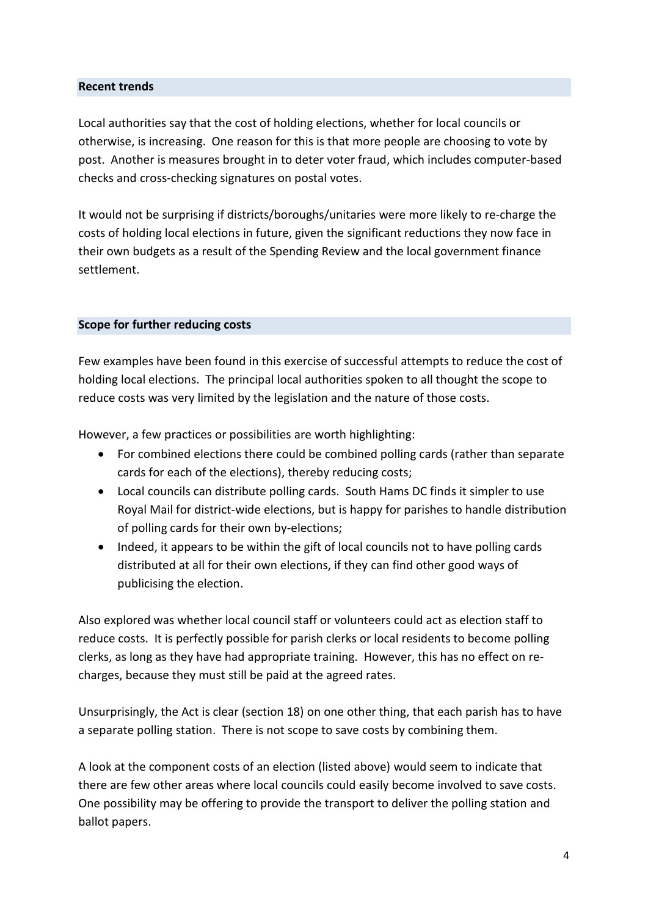## Recent trends

Local authorities say that the cost of holding elections, whether for local councils or otherwise, is increasing. One reason for this is that more people are choosing to vote by post. Another is measures brought in to deter voter fraud, which includes computer-based checks and cross-checking signatures on postal votes.

It would not be surprising if districts/boroughs/unitaries were more likely to re-charge the costs of holding local elections in future, given the significant reductions they now face in their own budgets as a result of the Spending Review and the local government finance settlement.

## Scope for further reducing costs

Few examples have been found in this exercise of successful attempts to reduce the cost of holding local elections. The principal local authorities spoken to all thought the scope to reduce costs was very limited by the legislation and the nature of those costs.

However, a few practices or possibilities are worth highlighting:

- For combined elections there could be combined polling cards (rather than separate cards for each of the elections), thereby reducing costs;
- Local councils can distribute polling cards. South Hams DC finds it simpler to use Royal Mail for district-wide elections, but is happy for parishes to handle distribution of polling cards for their own by-elections;
- Indeed, it appears to be within the gift of local councils not to have polling cards distributed at all for their own elections, if they can find other good ways of publicising the election.

Also explored was whether local council staff or volunteers could act as election staff to reduce costs. It is perfectly possible for parish clerks or local residents to become polling clerks, as long as they have had appropriate training. However, this has no effect on re-charges, because they must still be paid at the agreed rates.

Unsurprisingly, the Act is clear (section 18) on one other thing, that each parish has to have a separate polling station. There is not scope to save costs by combining them.

A look at the component costs of an election (listed above) would seem to indicate that there are few other areas where local councils could easily become involved to save costs. One possibility may be offering to provide the transport to deliver the polling station and ballot papers.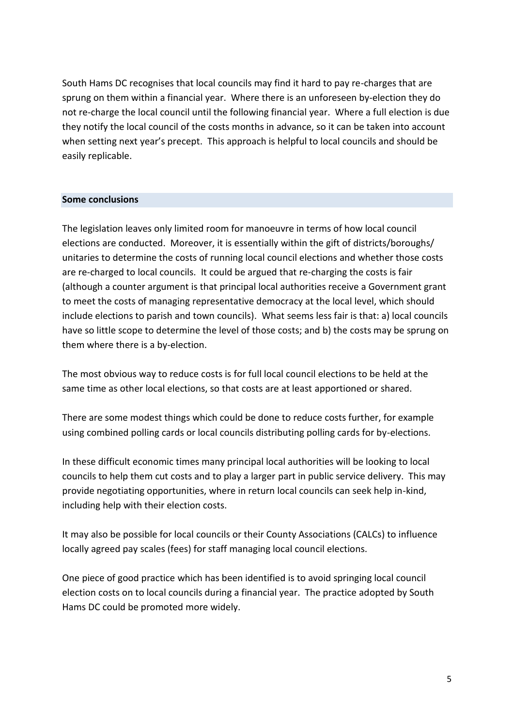South Hams DC recognises that local councils may find it hard to pay re-charges that are sprung on them within a financial year. Where there is an unforeseen by-election they do not re-charge the local council until the following financial year. Where a full election is due they notify the local council of the costs months in advance, so it can be taken into account when setting next year's precept. This approach is helpful to local councils and should be easily replicable.

## Some conclusions

The legislation leaves only limited room for manoeuvre in terms of how local council elections are conducted. Moreover, it is essentially within the gift of districts/boroughs/ unitaries to determine the costs of running local council elections and whether those costs are re-charged to local councils. It could be argued that re-charging the costs is fair (although a counter argument is that principal local authorities receive a Government grant to meet the costs of managing representative democracy at the local level, which should include elections to parish and town councils). What seems less fair is that: a) local councils have so little scope to determine the level of those costs; and b) the costs may be sprung on them where there is a by-election.

The most obvious way to reduce costs is for full local council elections to be held at the same time as other local elections, so that costs are at least apportioned or shared.

There are some modest things which could be done to reduce costs further, for example using combined polling cards or local councils distributing polling cards for by-elections.

In these difficult economic times many principal local authorities will be looking to local councils to help them cut costs and to play a larger part in public service delivery. This may provide negotiating opportunities, where in return local councils can seek help in-kind, including help with their election costs.

It may also be possible for local councils or their County Associations (CALCs) to influence locally agreed pay scales (fees) for staff managing local council elections.

One piece of good practice which has been identified is to avoid springing local council election costs on to local councils during a financial year. The practice adopted by South Hams DC could be promoted more widely.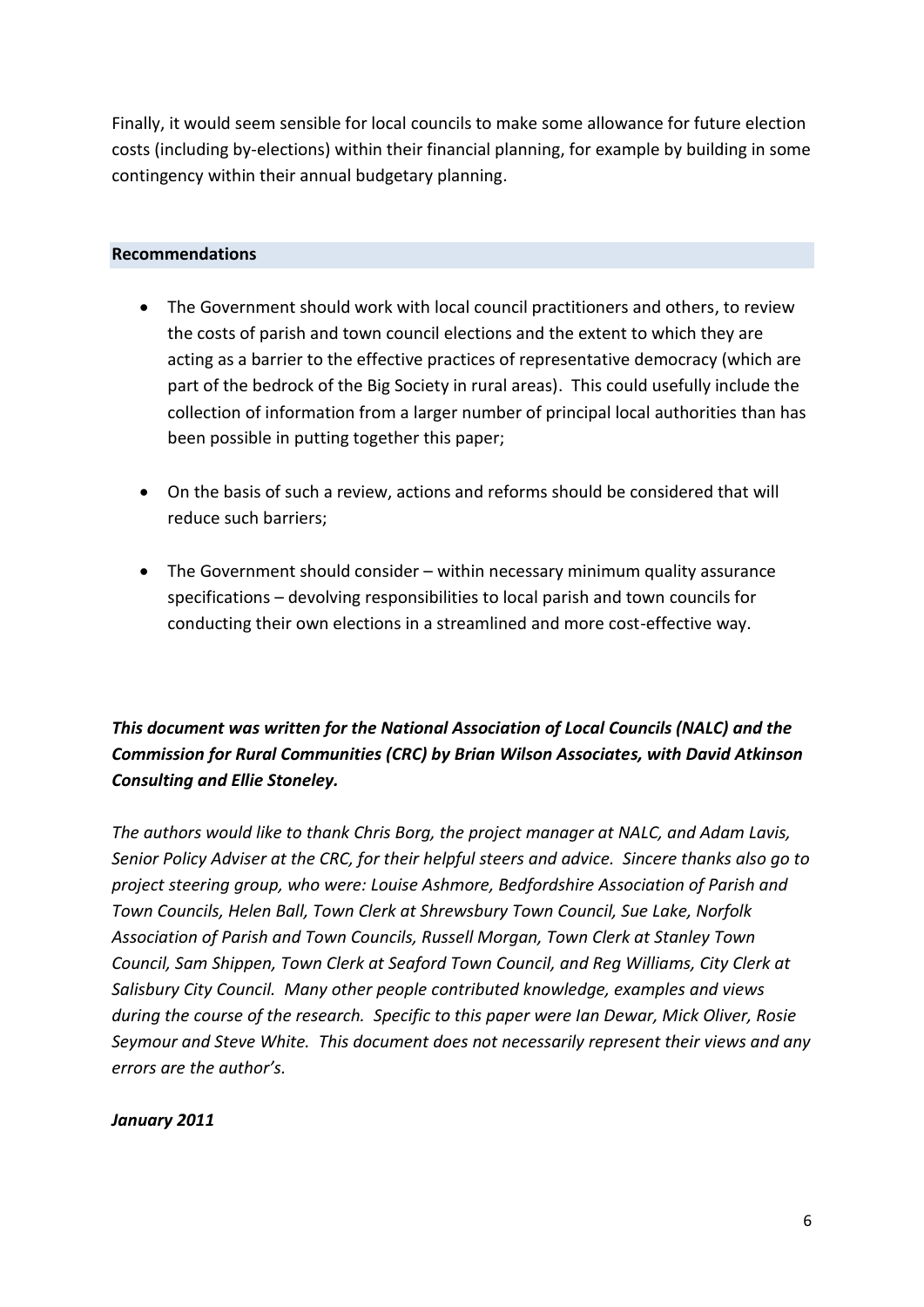Finally, it would seem sensible for local councils to make some allowance for future election costs (including by-elections) within their financial planning, for example by building in some contingency within their annual budgetary planning.

## Recommendations

- The Government should work with local council practitioners and others, to review the costs of parish and town council elections and the extent to which they are acting as a barrier to the effective practices of representative democracy (which are part of the bedrock of the Big Society in rural areas). This could usefully include the collection of information from a larger number of principal local authorities than has been possible in putting together this paper;
- On the basis of such a review, actions and reforms should be considered that will reduce such barriers;
- The Government should consider – within necessary minimum quality assurance specifications – devolving responsibilities to local parish and town councils for conducting their own elections in a streamlined and more cost-effective way.

***This document was written for the National Association of Local Councils (NALC) and the Commission for Rural Communities (CRC) by Brian Wilson Associates, with David Atkinson Consulting and Ellie Stoneley.***

*The authors would like to thank Chris Borg, the project manager at NALC, and Adam Lavis, Senior Policy Adviser at the CRC, for their helpful steers and advice. Sincere thanks also go to project steering group, who were: Louise Ashmore, Bedfordshire Association of Parish and Town Councils, Helen Ball, Town Clerk at Shrewsbury Town Council, Sue Lake, Norfolk Association of Parish and Town Councils, Russell Morgan, Town Clerk at Stanley Town Council, Sam Shippen, Town Clerk at Seaford Town Council, and Reg Williams, City Clerk at Salisbury City Council. Many other people contributed knowledge, examples and views during the course of the research. Specific to this paper were Ian Dewar, Mick Oliver, Rosie Seymour and Steve White. This document does not necessarily represent their views and any errors are the author's.*

***January 2011***